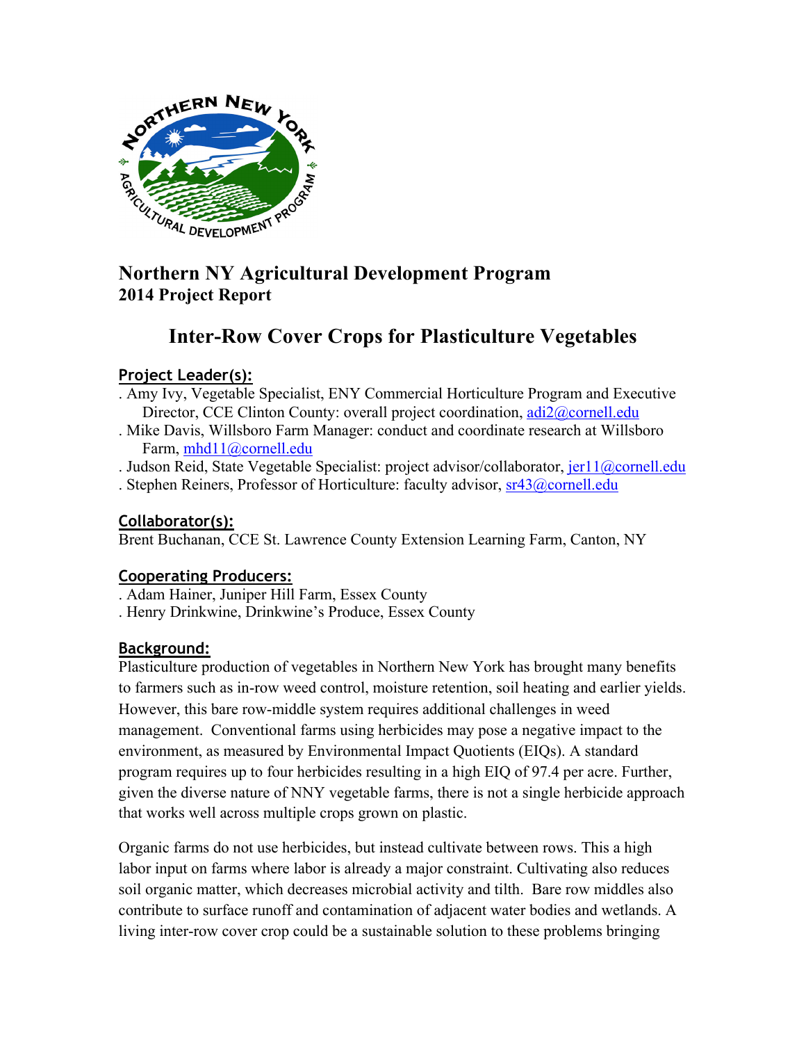# Northern NY Agricultural Development Program

## 2014 Project Report

# Inter-Row Cover Crops for Plasticulture Vegetables

### Project Leader(s):

. Amy Ivy, Vegetable Specialist, ENY Commercial Horticulture Program and Executive Director, CCE Clinton County: overall project coordination, adi2@cornell.edu
. Mike Davis, Willsboro Farm Manager: conduct and coordinate research at Willsboro Farm, mhd11@cornell.edu
. Judson Reid, State Vegetable Specialist: project advisor/collaborator, jer11@cornell.edu
. Stephen Reiners, Professor of Horticulture: faculty advisor, sr43@cornell.edu

### Collaborator(s):

Brent Buchanan, CCE St. Lawrence County Extension Learning Farm, Canton, NY

### Cooperating Producers:

. Adam Hainer, Juniper Hill Farm, Essex County
. Henry Drinkwine, Drinkwine's Produce, Essex County

### Background:

Plasticulture production of vegetables in Northern New York has brought many benefits to farmers such as in-row weed control, moisture retention, soil heating and earlier yields. However, this bare row-middle system requires additional challenges in weed management. Conventional farms using herbicides may pose a negative impact to the environment, as measured by Environmental Impact Quotients (EIQs). A standard program requires up to four herbicides resulting in a high EIQ of 97.4 per acre. Further, given the diverse nature of NNY vegetable farms, there is not a single herbicide approach that works well across multiple crops grown on plastic.

Organic farms do not use herbicides, but instead cultivate between rows. This a high labor input on farms where labor is already a major constraint. Cultivating also reduces soil organic matter, which decreases microbial activity and tilth. Bare row middles also contribute to surface runoff and contamination of adjacent water bodies and wetlands. A living inter-row cover crop could be a sustainable solution to these problems bringing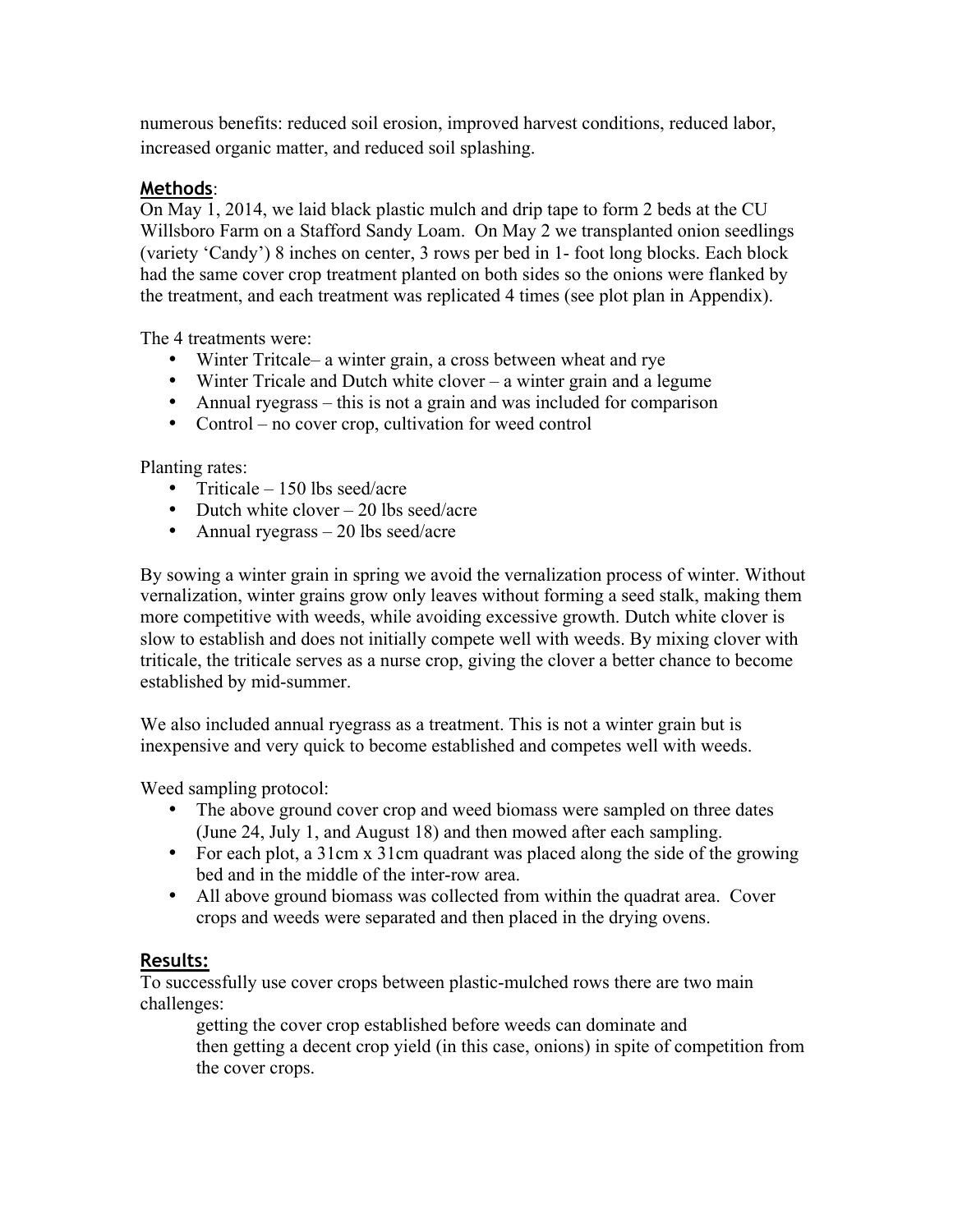numerous benefits: reduced soil erosion, improved harvest conditions, reduced labor, increased organic matter, and reduced soil splashing.

## Methods:

On May 1, 2014, we laid black plastic mulch and drip tape to form 2 beds at the CU Willsboro Farm on a Stafford Sandy Loam. On May 2 we transplanted onion seedlings (variety 'Candy') 8 inches on center, 3 rows per bed in 1- foot long blocks. Each block had the same cover crop treatment planted on both sides so the onions were flanked by the treatment, and each treatment was replicated 4 times (see plot plan in Appendix).

The 4 treatments were:

- Winter Tritcale– a winter grain, a cross between wheat and rye
- Winter Tricale and Dutch white clover – a winter grain and a legume
- Annual ryegrass – this is not a grain and was included for comparison
- Control – no cover crop, cultivation for weed control

Planting rates:

- Triticale – 150 lbs seed/acre
- Dutch white clover – 20 lbs seed/acre
- Annual ryegrass – 20 lbs seed/acre

By sowing a winter grain in spring we avoid the vernalization process of winter. Without vernalization, winter grains grow only leaves without forming a seed stalk, making them more competitive with weeds, while avoiding excessive growth. Dutch white clover is slow to establish and does not initially compete well with weeds. By mixing clover with triticale, the triticale serves as a nurse crop, giving the clover a better chance to become established by mid-summer.

We also included annual ryegrass as a treatment. This is not a winter grain but is inexpensive and very quick to become established and competes well with weeds.

Weed sampling protocol:

- The above ground cover crop and weed biomass were sampled on three dates (June 24, July 1, and August 18) and then mowed after each sampling.
- For each plot, a 31cm x 31cm quadrant was placed along the side of the growing bed and in the middle of the inter-row area.
- All above ground biomass was collected from within the quadrat area. Cover crops and weeds were separated and then placed in the drying ovens.

## Results:

To successfully use cover crops between plastic-mulched rows there are two main challenges:

getting the cover crop established before weeds can dominate and
then getting a decent crop yield (in this case, onions) in spite of competition from the cover crops.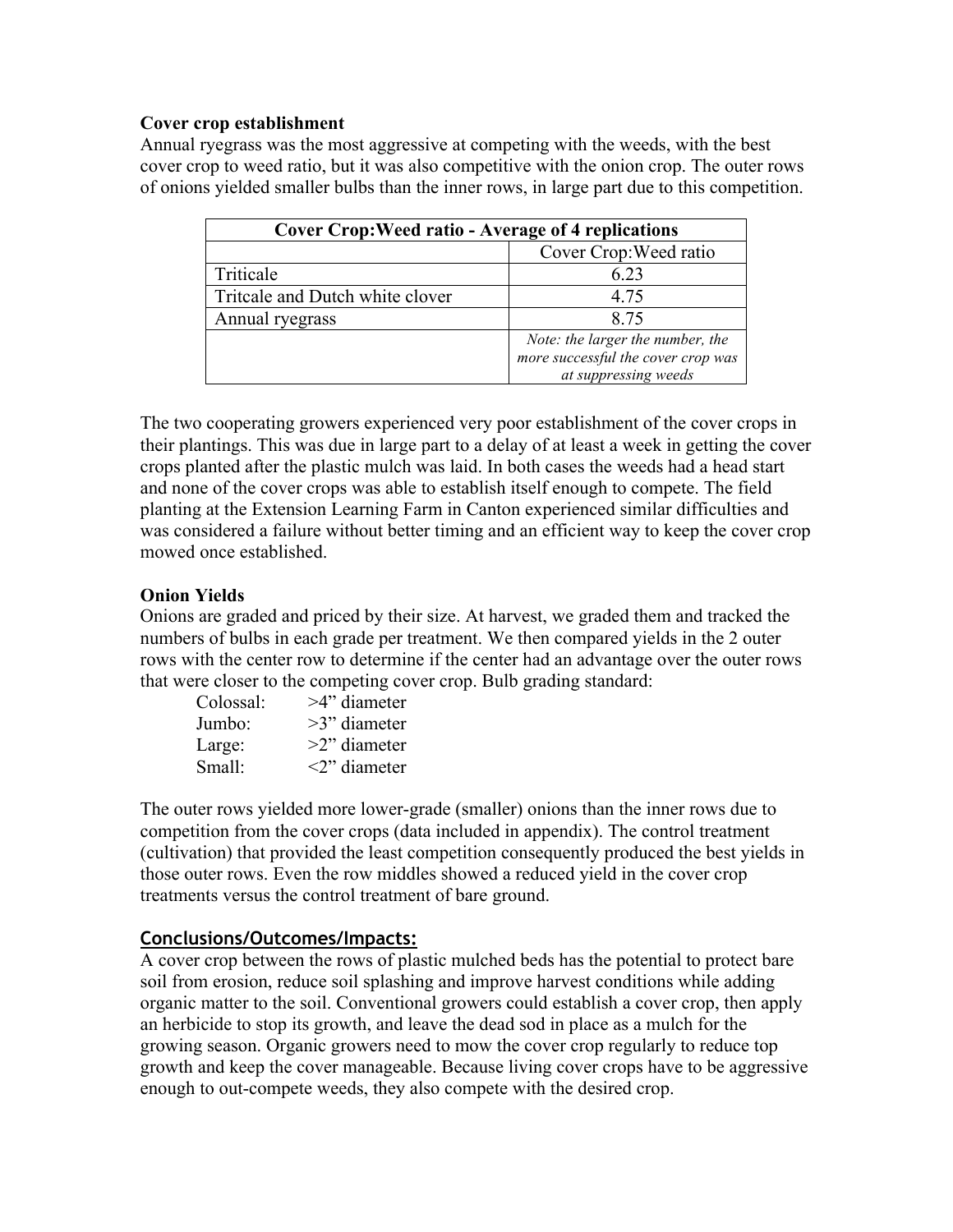### Cover crop establishment

Annual ryegrass was the most aggressive at competing with the weeds, with the best cover crop to weed ratio, but it was also competitive with the onion crop. The outer rows of onions yielded smaller bulbs than the inner rows, in large part due to this competition.

| Cover Crop:Weed ratio - Average of 4 replications | |
|---|---|
| | Cover Crop:Weed ratio |
| Triticale | 6.23 |
| Tritcale and Dutch white clover | 4.75 |
| Annual ryegrass | 8.75 |
| | *Note: the larger the number, the more successful the cover crop was at suppressing weeds* |

The two cooperating growers experienced very poor establishment of the cover crops in their plantings. This was due in large part to a delay of at least a week in getting the cover crops planted after the plastic mulch was laid. In both cases the weeds had a head start and none of the cover crops was able to establish itself enough to compete. The field planting at the Extension Learning Farm in Canton experienced similar difficulties and was considered a failure without better timing and an efficient way to keep the cover crop mowed once established.

### Onion Yields

Onions are graded and priced by their size. At harvest, we graded them and tracked the numbers of bulbs in each grade per treatment. We then compared yields in the 2 outer rows with the center row to determine if the center had an advantage over the outer rows that were closer to the competing cover crop. Bulb grading standard:

- Colossal: >4" diameter
- Jumbo: >3" diameter
- Large: >2" diameter
- Small: <2" diameter

The outer rows yielded more lower-grade (smaller) onions than the inner rows due to competition from the cover crops (data included in appendix). The control treatment (cultivation) that provided the least competition consequently produced the best yields in those outer rows. Even the row middles showed a reduced yield in the cover crop treatments versus the control treatment of bare ground.

## Conclusions/Outcomes/Impacts:

A cover crop between the rows of plastic mulched beds has the potential to protect bare soil from erosion, reduce soil splashing and improve harvest conditions while adding organic matter to the soil. Conventional growers could establish a cover crop, then apply an herbicide to stop its growth, and leave the dead sod in place as a mulch for the growing season. Organic growers need to mow the cover crop regularly to reduce top growth and keep the cover manageable. Because living cover crops have to be aggressive enough to out-compete weeds, they also compete with the desired crop.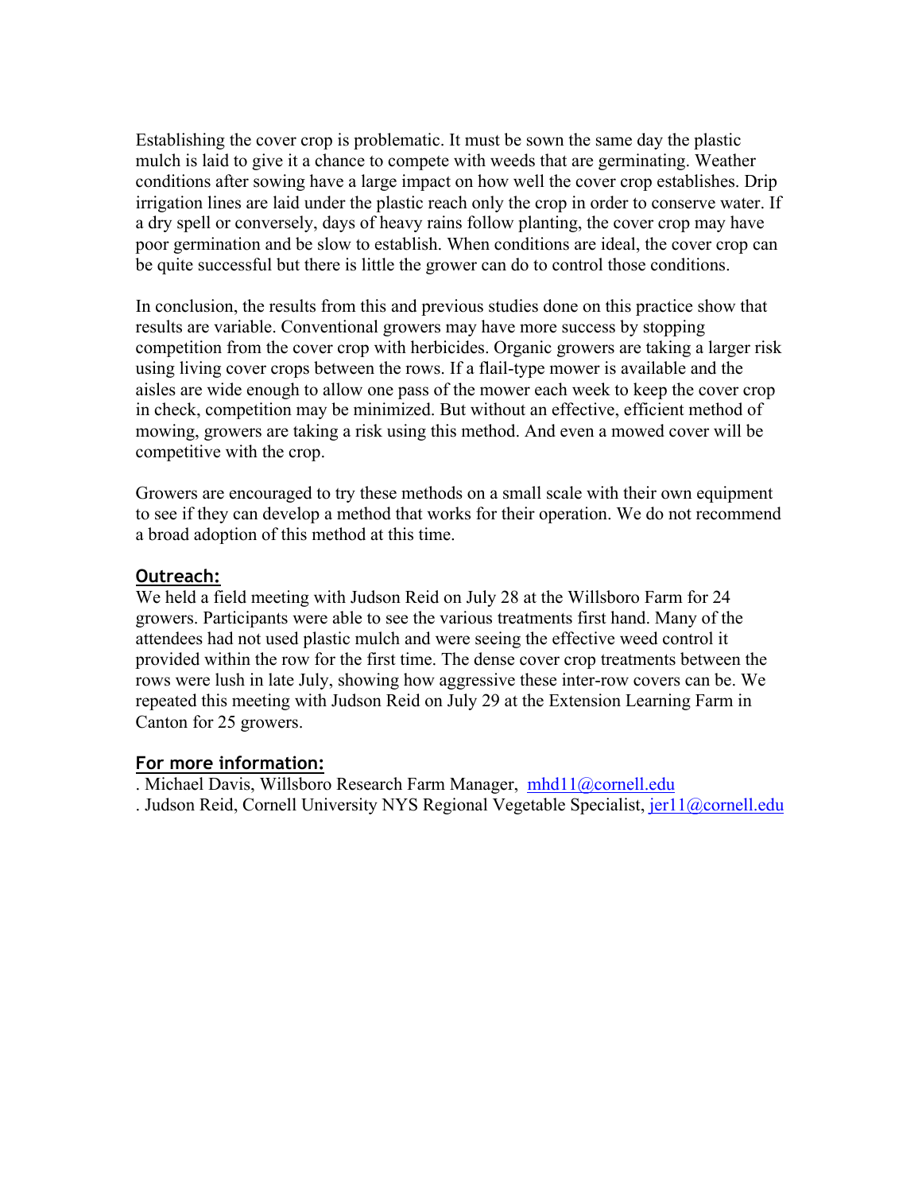Establishing the cover crop is problematic. It must be sown the same day the plastic mulch is laid to give it a chance to compete with weeds that are germinating. Weather conditions after sowing have a large impact on how well the cover crop establishes. Drip irrigation lines are laid under the plastic reach only the crop in order to conserve water. If a dry spell or conversely, days of heavy rains follow planting, the cover crop may have poor germination and be slow to establish. When conditions are ideal, the cover crop can be quite successful but there is little the grower can do to control those conditions.

In conclusion, the results from this and previous studies done on this practice show that results are variable. Conventional growers may have more success by stopping competition from the cover crop with herbicides. Organic growers are taking a larger risk using living cover crops between the rows. If a flail-type mower is available and the aisles are wide enough to allow one pass of the mower each week to keep the cover crop in check, competition may be minimized. But without an effective, efficient method of mowing, growers are taking a risk using this method. And even a mowed cover will be competitive with the crop.

Growers are encouraged to try these methods on a small scale with their own equipment to see if they can develop a method that works for their operation. We do not recommend a broad adoption of this method at this time.

## Outreach:

We held a field meeting with Judson Reid on July 28 at the Willsboro Farm for 24 growers. Participants were able to see the various treatments first hand. Many of the attendees had not used plastic mulch and were seeing the effective weed control it provided within the row for the first time. The dense cover crop treatments between the rows were lush in late July, showing how aggressive these inter-row covers can be. We repeated this meeting with Judson Reid on July 29 at the Extension Learning Farm in Canton for 25 growers.

## For more information:

. Michael Davis, Willsboro Research Farm Manager, mhd11@cornell.edu
. Judson Reid, Cornell University NYS Regional Vegetable Specialist, jer11@cornell.edu